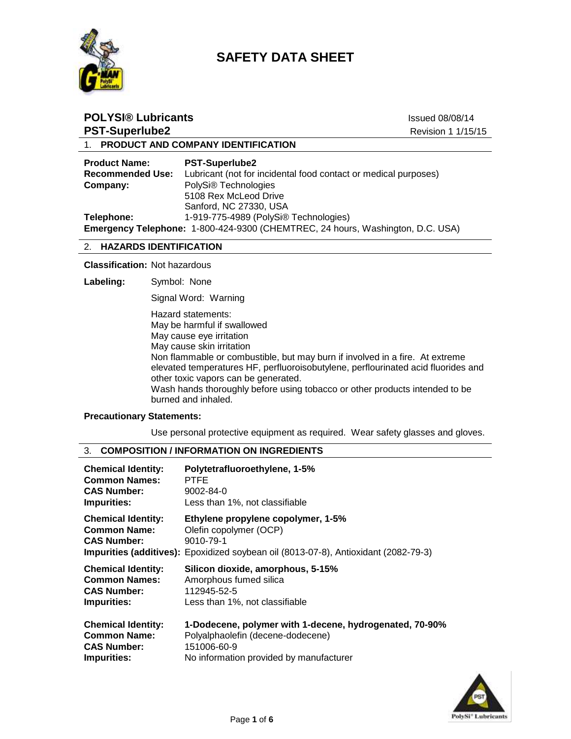# SAFETY DATA SHEET

**POLYSI® Lubricants**
**PST-Superlube2**

Issued 08/08/14
Revision 1 1/15/15

## 1. PRODUCT AND COMPANY IDENTIFICATION

**Product Name:** **PST-Superlube2**
**Recommended Use:** Lubricant (not for incidental food contact or medical purposes)
**Company:** PolySi® Technologies
5108 Rex McLeod Drive
Sanford, NC 27330, USA
**Telephone:** 1-919-775-4989 (PolySi® Technologies)
**Emergency Telephone:** 1-800-424-9300 (CHEMTREC, 24 hours, Washington, D.C. USA)

## 2. HAZARDS IDENTIFICATION

**Classification:** Not hazardous

**Labeling:** Symbol: None

Signal Word: Warning

Hazard statements:
May be harmful if swallowed
May cause eye irritation
May cause skin irritation
Non flammable or combustible, but may burn if involved in a fire. At extreme elevated temperatures HF, perfluoroisobutylene, perflourinated acid fluorides and other toxic vapors can be generated.
Wash hands thoroughly before using tobacco or other products intended to be burned and inhaled.

**Precautionary Statements:**

Use personal protective equipment as required. Wear safety glasses and gloves.

## 3. COMPOSITION / INFORMATION ON INGREDIENTS

**Chemical Identity:** **Polytetrafluoroethylene, 1-5%**
**Common Names:** PTFE
**CAS Number:** 9002-84-0
**Impurities:** Less than 1%, not classifiable

**Chemical Identity:** **Ethylene propylene copolymer, 1-5%**
**Common Name:** Olefin copolymer (OCP)
**CAS Number:** 9010-79-1
**Impurities (additives):** Epoxidized soybean oil (8013-07-8), Antioxidant (2082-79-3)

**Chemical Identity:** **Silicon dioxide, amorphous, 5-15%**
**Common Names:** Amorphous fumed silica
**CAS Number:** 112945-52-5
**Impurities:** Less than 1%, not classifiable

**Chemical Identity:** **1-Dodecene, polymer with 1-decene, hydrogenated, 70-90%**
**Common Name:** Polyalphaolefin (decene-dodecene)
**CAS Number:** 151006-60-9
**Impurities:** No information provided by manufacturer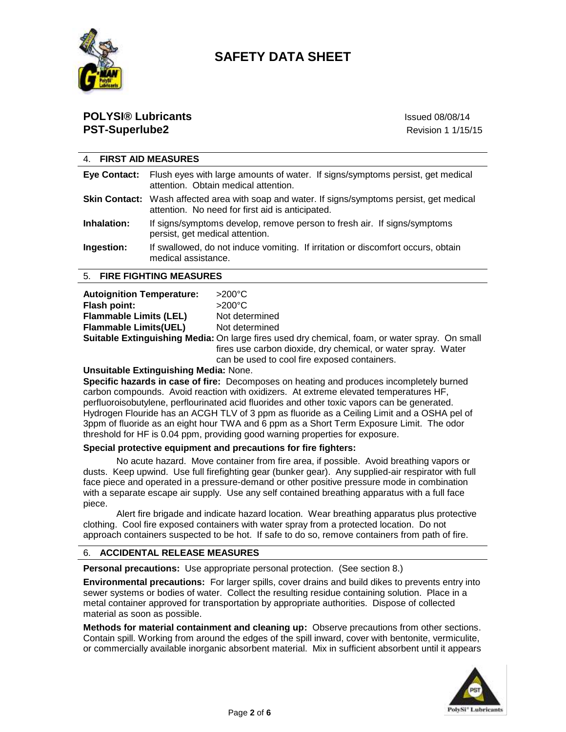# SAFETY DATA SHEET

**POLYSI® Lubricants**
**PST-Superlube2**

Issued 08/08/14
Revision 1 1/15/15

## 4. FIRST AID MEASURES

**Eye Contact:** Flush eyes with large amounts of water. If signs/symptoms persist, get medical attention. Obtain medical attention.

**Skin Contact:** Wash affected area with soap and water. If signs/symptoms persist, get medical attention. No need for first aid is anticipated.

**Inhalation:** If signs/symptoms develop, remove person to fresh air. If signs/symptoms persist, get medical attention.

**Ingestion:** If swallowed, do not induce vomiting. If irritation or discomfort occurs, obtain medical assistance.

## 5. FIRE FIGHTING MEASURES

**Autoignition Temperature:** >200°C
**Flash point:** >200°C
**Flammable Limits (LEL)** Not determined
**Flammable Limits(UEL)** Not determined
**Suitable Extinguishing Media:** On large fires used dry chemical, foam, or water spray. On small fires use carbon dioxide, dry chemical, or water spray. Water can be used to cool fire exposed containers.

**Unsuitable Extinguishing Media:** None.

**Specific hazards in case of fire:** Decomposes on heating and produces incompletely burned carbon compounds. Avoid reaction with oxidizers. At extreme elevated temperatures HF, perfluoroisobutylene, perflourinated acid fluorides and other toxic vapors can be generated. Hydrogen Flouride has an ACGH TLV of 3 ppm as fluoride as a Ceiling Limit and a OSHA pel of 3ppm of fluoride as an eight hour TWA and 6 ppm as a Short Term Exposure Limit. The odor threshold for HF is 0.04 ppm, providing good warning properties for exposure.

**Special protective equipment and precautions for fire fighters:**

No acute hazard. Move container from fire area, if possible. Avoid breathing vapors or dusts. Keep upwind. Use full firefighting gear (bunker gear). Any supplied-air respirator with full face piece and operated in a pressure-demand or other positive pressure mode in combination with a separate escape air supply. Use any self contained breathing apparatus with a full face piece.

Alert fire brigade and indicate hazard location. Wear breathing apparatus plus protective clothing. Cool fire exposed containers with water spray from a protected location. Do not approach containers suspected to be hot. If safe to do so, remove containers from path of fire.

## 6. ACCIDENTAL RELEASE MEASURES

**Personal precautions:** Use appropriate personal protection. (See section 8.)

**Environmental precautions:** For larger spills, cover drains and build dikes to prevents entry into sewer systems or bodies of water. Collect the resulting residue containing solution. Place in a metal container approved for transportation by appropriate authorities. Dispose of collected material as soon as possible.

**Methods for material containment and cleaning up:** Observe precautions from other sections. Contain spill. Working from around the edges of the spill inward, cover with bentonite, vermiculite, or commercially available inorganic absorbent material. Mix in sufficient absorbent until it appears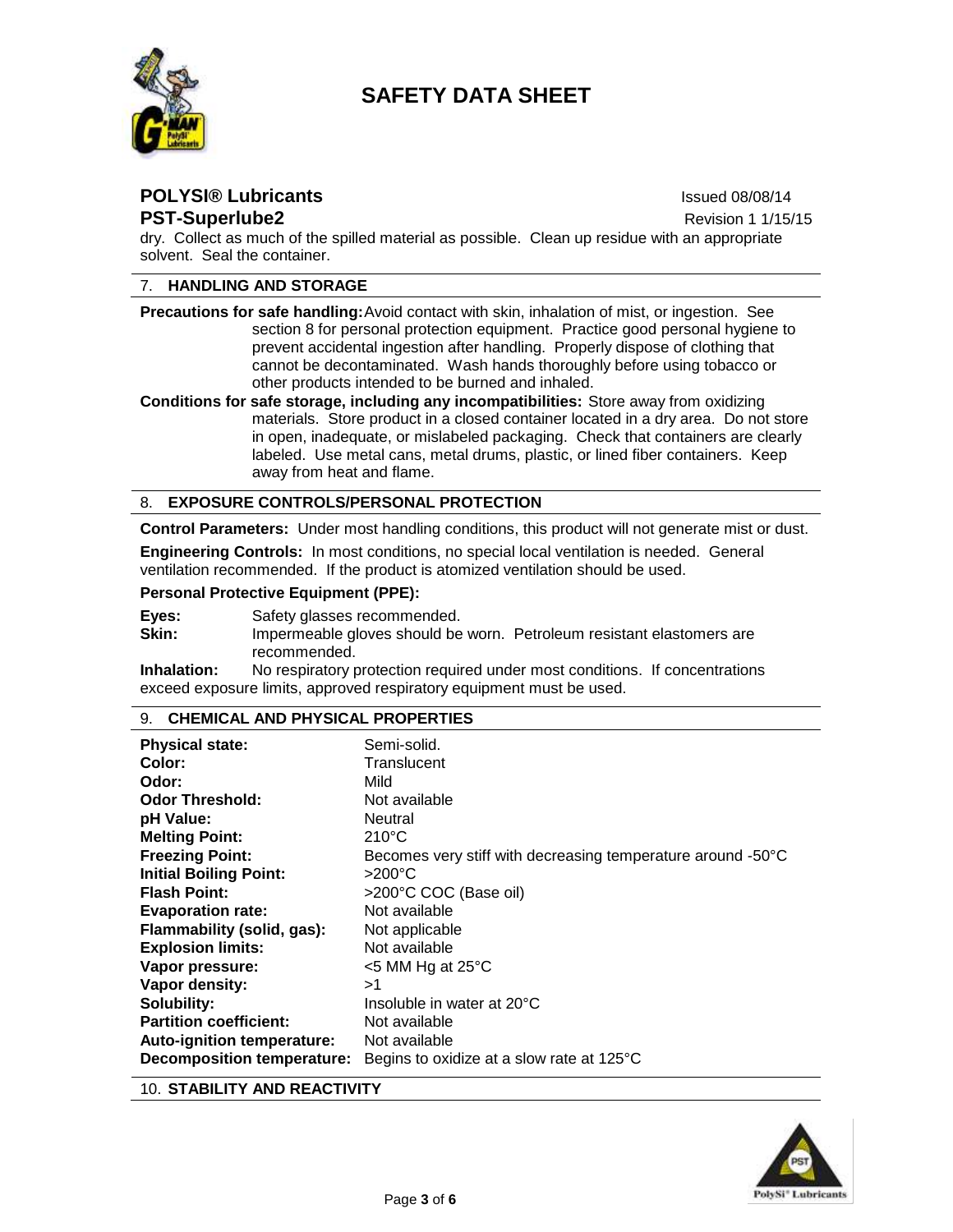# SAFETY DATA SHEET

**POLYSI® Lubricants** Issued 08/08/14
**PST-Superlube2** Revision 1 1/15/15

dry. Collect as much of the spilled material as possible. Clean up residue with an appropriate solvent. Seal the container.

## 7. HANDLING AND STORAGE

**Precautions for safe handling:** Avoid contact with skin, inhalation of mist, or ingestion. See section 8 for personal protection equipment. Practice good personal hygiene to prevent accidental ingestion after handling. Properly dispose of clothing that cannot be decontaminated. Wash hands thoroughly before using tobacco or other products intended to be burned and inhaled.

**Conditions for safe storage, including any incompatibilities:** Store away from oxidizing materials. Store product in a closed container located in a dry area. Do not store in open, inadequate, or mislabeled packaging. Check that containers are clearly labeled. Use metal cans, metal drums, plastic, or lined fiber containers. Keep away from heat and flame.

## 8. EXPOSURE CONTROLS/PERSONAL PROTECTION

**Control Parameters:** Under most handling conditions, this product will not generate mist or dust.

**Engineering Controls:** In most conditions, no special local ventilation is needed. General ventilation recommended. If the product is atomized ventilation should be used.

**Personal Protective Equipment (PPE):**

**Eyes:** Safety glasses recommended.
**Skin:** Impermeable gloves should be worn. Petroleum resistant elastomers are recommended.
**Inhalation:** No respiratory protection required under most conditions. If concentrations exceed exposure limits, approved respiratory equipment must be used.

## 9. CHEMICAL AND PHYSICAL PROPERTIES

| | |
|---|---|
| **Physical state:** | Semi-solid. |
| **Color:** | Translucent |
| **Odor:** | Mild |
| **Odor Threshold:** | Not available |
| **pH Value:** | Neutral |
| **Melting Point:** | 210°C |
| **Freezing Point:** | Becomes very stiff with decreasing temperature around -50°C |
| **Initial Boiling Point:** | >200°C |
| **Flash Point:** | >200°C COC (Base oil) |
| **Evaporation rate:** | Not available |
| **Flammability (solid, gas):** | Not applicable |
| **Explosion limits:** | Not available |
| **Vapor pressure:** | <5 MM Hg at 25°C |
| **Vapor density:** | >1 |
| **Solubility:** | Insoluble in water at 20°C |
| **Partition coefficient:** | Not available |
| **Auto-ignition temperature:** | Not available |
| **Decomposition temperature:** | Begins to oxidize at a slow rate at 125°C |

## 10. STABILITY AND REACTIVITY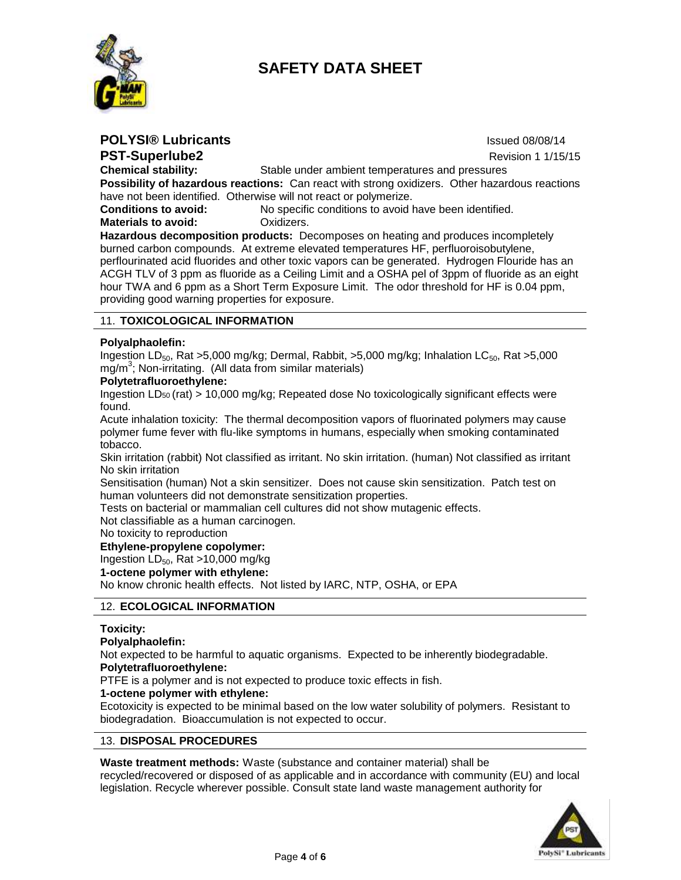# SAFETY DATA SHEET

**POLYSI® Lubricants** Issued 08/08/14

**PST-Superlube2** Revision 1 1/15/15

**Chemical stability:** Stable under ambient temperatures and pressures

**Possibility of hazardous reactions:** Can react with strong oxidizers. Other hazardous reactions have not been identified. Otherwise will not react or polymerize.

**Conditions to avoid:** No specific conditions to avoid have been identified.

**Materials to avoid:** Oxidizers.

**Hazardous decomposition products:** Decomposes on heating and produces incompletely burned carbon compounds. At extreme elevated temperatures HF, perfluoroisobutylene, perflourinated acid fluorides and other toxic vapors can be generated. Hydrogen Flouride has an ACGH TLV of 3 ppm as fluoride as a Ceiling Limit and a OSHA pel of 3ppm of fluoride as an eight hour TWA and 6 ppm as a Short Term Exposure Limit. The odor threshold for HF is 0.04 ppm, providing good warning properties for exposure.

## 11. TOXICOLOGICAL INFORMATION

**Polyalphaolefin:**

Ingestion $LD_{50}$, Rat >5,000 mg/kg; Dermal, Rabbit, >5,000 mg/kg; Inhalation $LC_{50}$, Rat >5,000 $mg/m^3$; Non-irritating. (All data from similar materials)

**Polytetrafluoroethylene:**

Ingestion $LD_{50}$ (rat) > 10,000 mg/kg; Repeated dose No toxicologically significant effects were found.

Acute inhalation toxicity: The thermal decomposition vapors of fluorinated polymers may cause polymer fume fever with flu-like symptoms in humans, especially when smoking contaminated tobacco.

Skin irritation (rabbit) Not classified as irritant. No skin irritation. (human) Not classified as irritant No skin irritation

Sensitisation (human) Not a skin sensitizer. Does not cause skin sensitization. Patch test on human volunteers did not demonstrate sensitization properties.

Tests on bacterial or mammalian cell cultures did not show mutagenic effects.

Not classifiable as a human carcinogen.

No toxicity to reproduction

**Ethylene-propylene copolymer:**

Ingestion $LD_{50}$, Rat >10,000 mg/kg

**1-octene polymer with ethylene:**

No know chronic health effects. Not listed by IARC, NTP, OSHA, or EPA

## 12. ECOLOGICAL INFORMATION

**Toxicity:**

**Polyalphaolefin:**

Not expected to be harmful to aquatic organisms. Expected to be inherently biodegradable.

**Polytetrafluoroethylene:**

PTFE is a polymer and is not expected to produce toxic effects in fish.

**1-octene polymer with ethylene:**

Ecotoxicity is expected to be minimal based on the low water solubility of polymers. Resistant to biodegradation. Bioaccumulation is not expected to occur.

## 13. DISPOSAL PROCEDURES

**Waste treatment methods:** Waste (substance and container material) shall be recycled/recovered or disposed of as applicable and in accordance with community (EU) and local legislation. Recycle wherever possible. Consult state land waste management authority for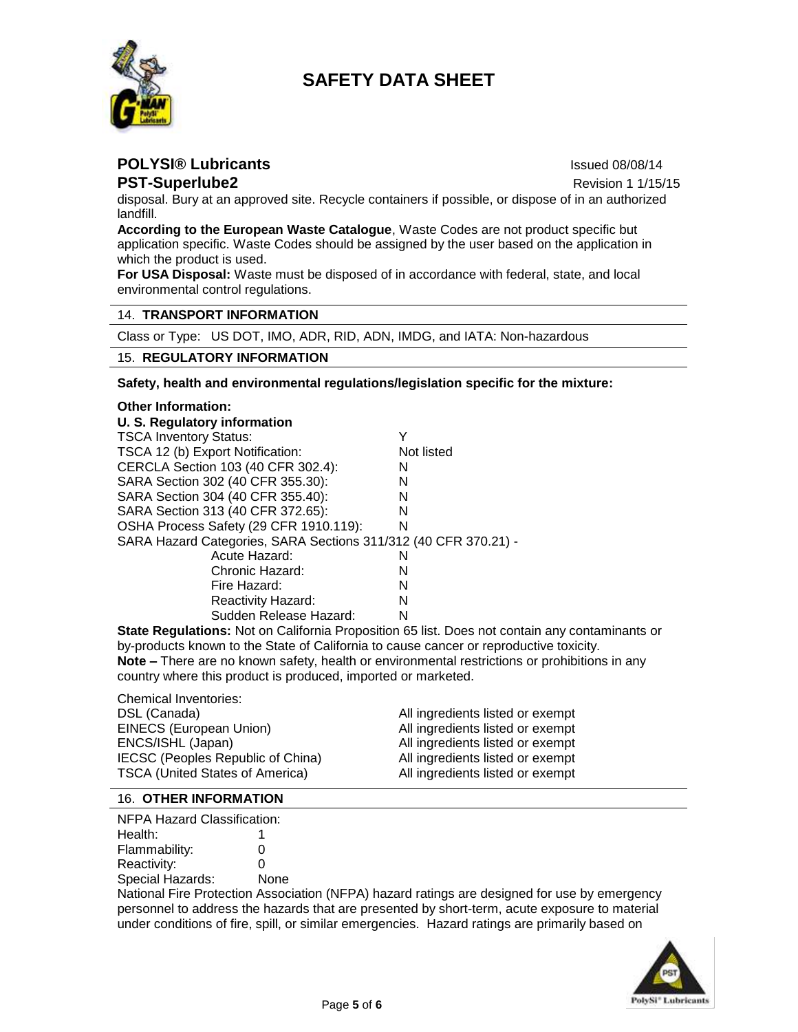disposal. Bury at an approved site. Recycle containers if possible, or dispose of in an authorized landfill.

**According to the European Waste Catalogue**, Waste Codes are not product specific but application specific. Waste Codes should be assigned by the user based on the application in which the product is used.

**For USA Disposal:** Waste must be disposed of in accordance with federal, state, and local environmental control regulations.

## 14. TRANSPORT INFORMATION

Class or Type: US DOT, IMO, ADR, RID, ADN, IMDG, and IATA: Non-hazardous

## 15. REGULATORY INFORMATION

**Safety, health and environmental regulations/legislation specific for the mixture:**

**Other Information:**

**U. S. Regulatory information**

| | |
|---|---|
| TSCA Inventory Status: | Y |
| TSCA 12 (b) Export Notification: | Not listed |
| CERCLA Section 103 (40 CFR 302.4): | N |
| SARA Section 302 (40 CFR 355.30): | N |
| SARA Section 304 (40 CFR 355.40): | N |
| SARA Section 313 (40 CFR 372.65): | N |
| OSHA Process Safety (29 CFR 1910.119): | N |

SARA Hazard Categories, SARA Sections 311/312 (40 CFR 370.21) -

| | |
|---|---|
| Acute Hazard: | N |
| Chronic Hazard: | N |
| Fire Hazard: | N |
| Reactivity Hazard: | N |
| Sudden Release Hazard: | N |

**State Regulations:** Not on California Proposition 65 list. Does not contain any contaminants or by-products known to the State of California to cause cancer or reproductive toxicity.

**Note –** There are no known safety, health or environmental restrictions or prohibitions in any country where this product is produced, imported or marketed.

Chemical Inventories:

| | |
|---|---|
| DSL (Canada) | All ingredients listed or exempt |
| EINECS (European Union) | All ingredients listed or exempt |
| ENCS/ISHL (Japan) | All ingredients listed or exempt |
| IECSC (Peoples Republic of China) | All ingredients listed or exempt |
| TSCA (United States of America) | All ingredients listed or exempt |

## 16. OTHER INFORMATION

NFPA Hazard Classification:

| | |
|---|---|
| Health: | 1 |
| Flammability: | 0 |
| Reactivity: | 0 |
| Special Hazards: | None |

National Fire Protection Association (NFPA) hazard ratings are designed for use by emergency personnel to address the hazards that are presented by short-term, acute exposure to material under conditions of fire, spill, or similar emergencies. Hazard ratings are primarily based on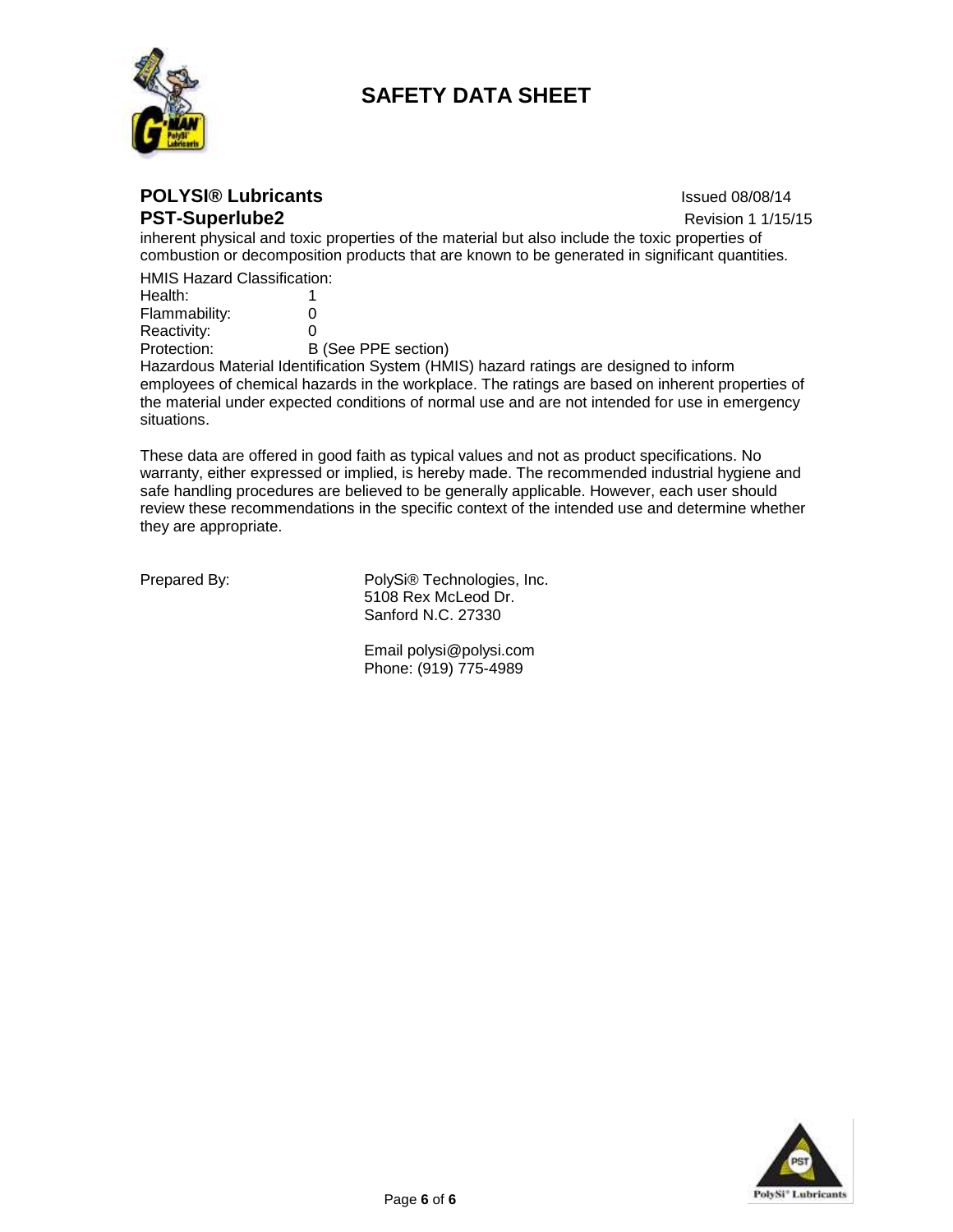inherent physical and toxic properties of the material but also include the toxic properties of combustion or decomposition products that are known to be generated in significant quantities.

HMIS Hazard Classification:

| | |
|---|---|
| Health: | 1 |
| Flammability: | 0 |
| Reactivity: | 0 |
| Protection: | B (See PPE section) |

Hazardous Material Identification System (HMIS) hazard ratings are designed to inform employees of chemical hazards in the workplace. The ratings are based on inherent properties of the material under expected conditions of normal use and are not intended for use in emergency situations.

These data are offered in good faith as typical values and not as product specifications. No warranty, either expressed or implied, is hereby made. The recommended industrial hygiene and safe handling procedures are believed to be generally applicable. However, each user should review these recommendations in the specific context of the intended use and determine whether they are appropriate.

Prepared By:

PolySi® Technologies, Inc.
5108 Rex McLeod Dr.
Sanford N.C. 27330

Email polysi@polysi.com
Phone: (919) 775-4989